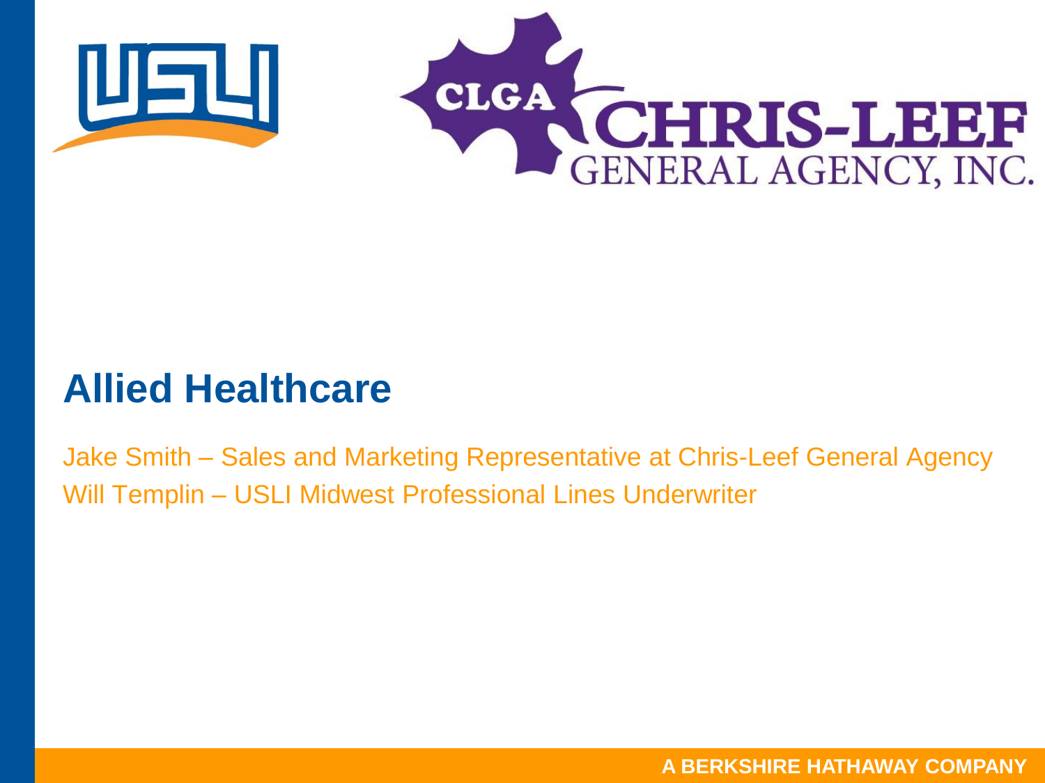# Allied Healthcare

Jake Smith – Sales and Marketing Representative at Chris-Leef General Agency

Will Templin – USLI Midwest Professional Lines Underwriter

A BERKSHIRE HATHAWAY COMPANY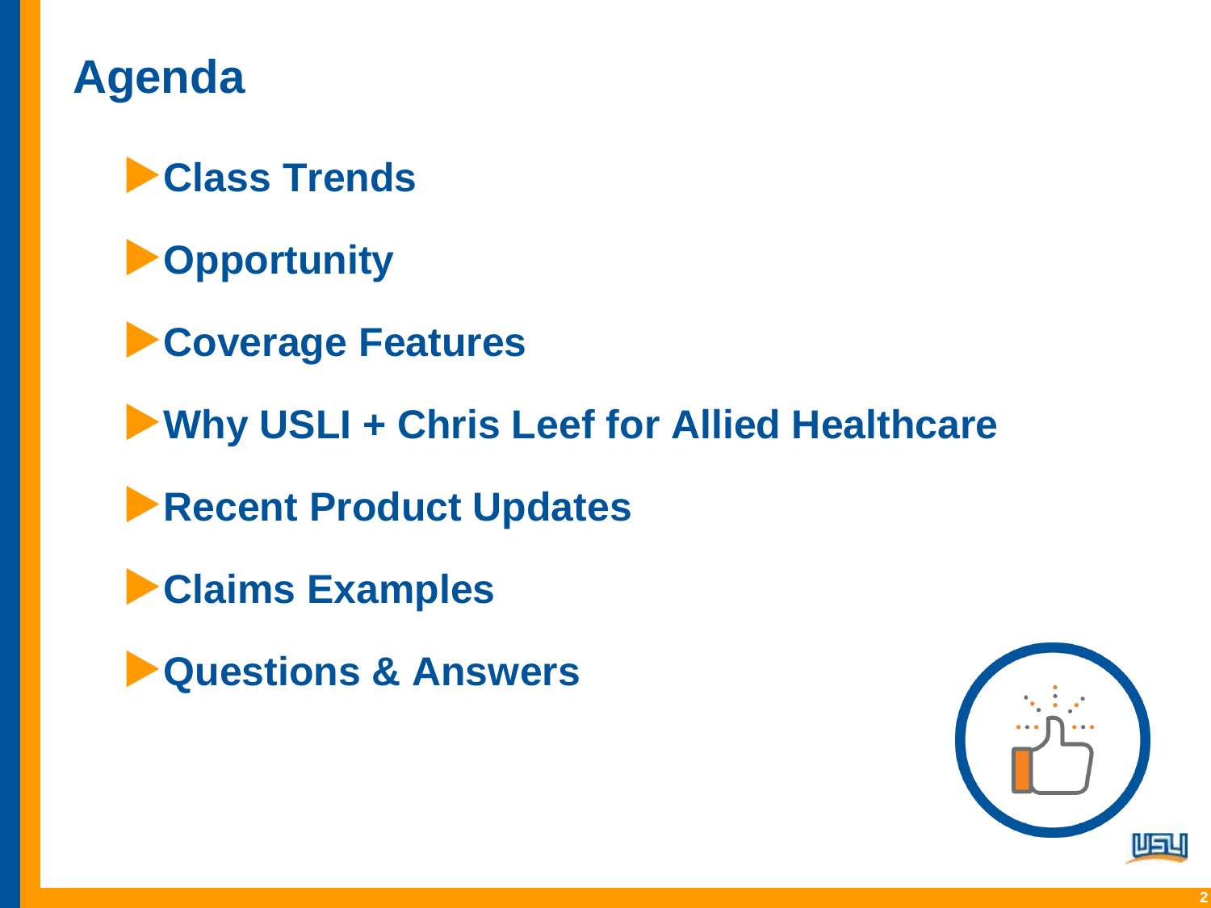# Agenda

- Class Trends
- Opportunity
- Coverage Features
- Why USLI + Chris Leef for Allied Healthcare
- Recent Product Updates
- Claims Examples
- Questions & Answers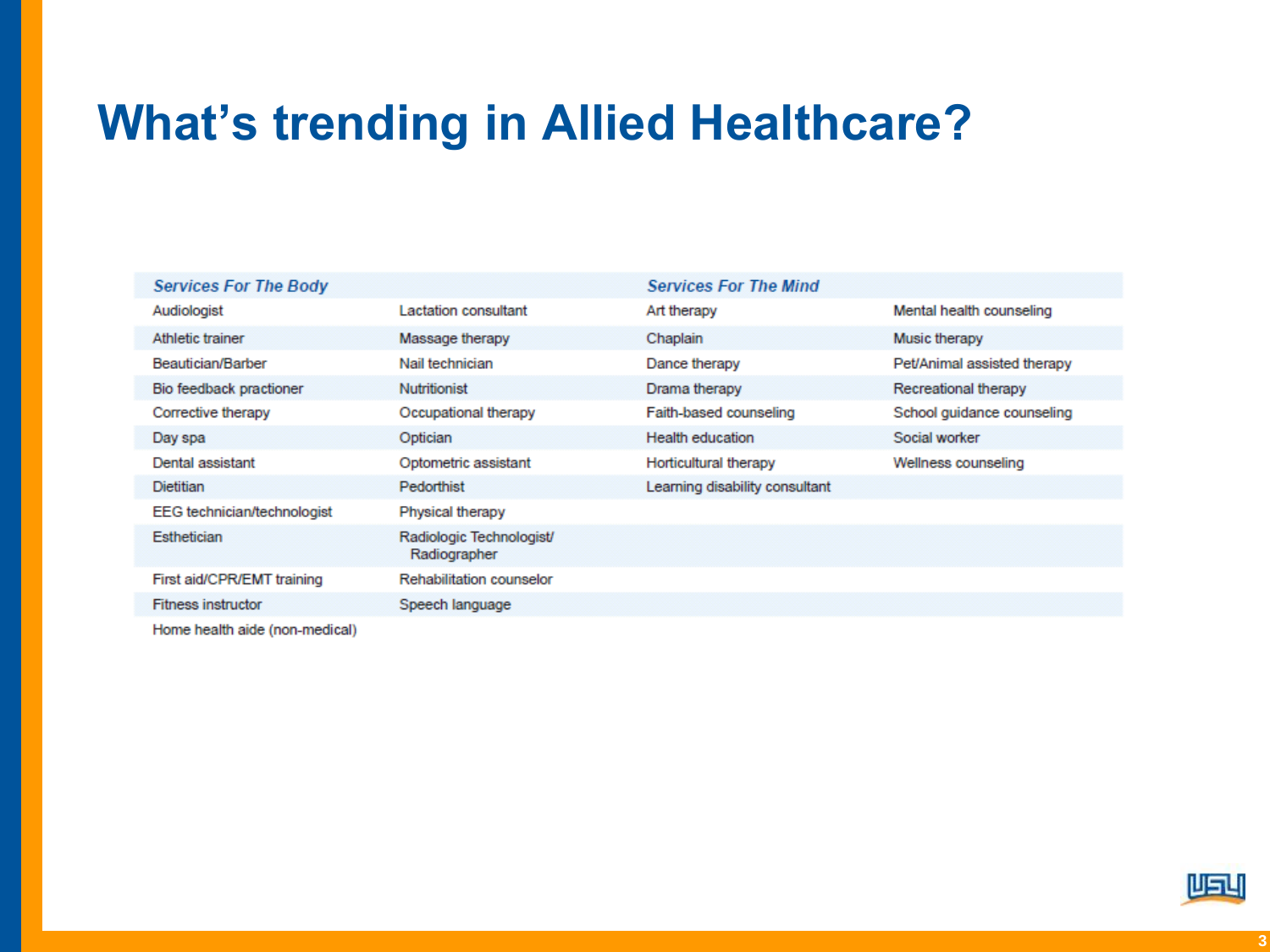# What's trending in Allied Healthcare?

| *Services For The Body* | | *Services For The Mind* | |
|---|---|---|---|
| Audiologist | Lactation consultant | Art therapy | Mental health counseling |
| Athletic trainer | Massage therapy | Chaplain | Music therapy |
| Beautician/Barber | Nail technician | Dance therapy | Pet/Animal assisted therapy |
| Bio feedback practioner | Nutritionist | Drama therapy | Recreational therapy |
| Corrective therapy | Occupational therapy | Faith-based counseling | School guidance counseling |
| Day spa | Optician | Health education | Social worker |
| Dental assistant | Optometric assistant | Horticultural therapy | Wellness counseling |
| Dietitian | Pedorthist | Learning disability consultant | |
| EEG technician/technologist | Physical therapy | | |
| Esthetician | Radiologic Technologist/ Radiographer | | |
| First aid/CPR/EMT training | Rehabilitation counselor | | |
| Fitness instructor | Speech language | | |
| Home health aide (non-medical) | | | |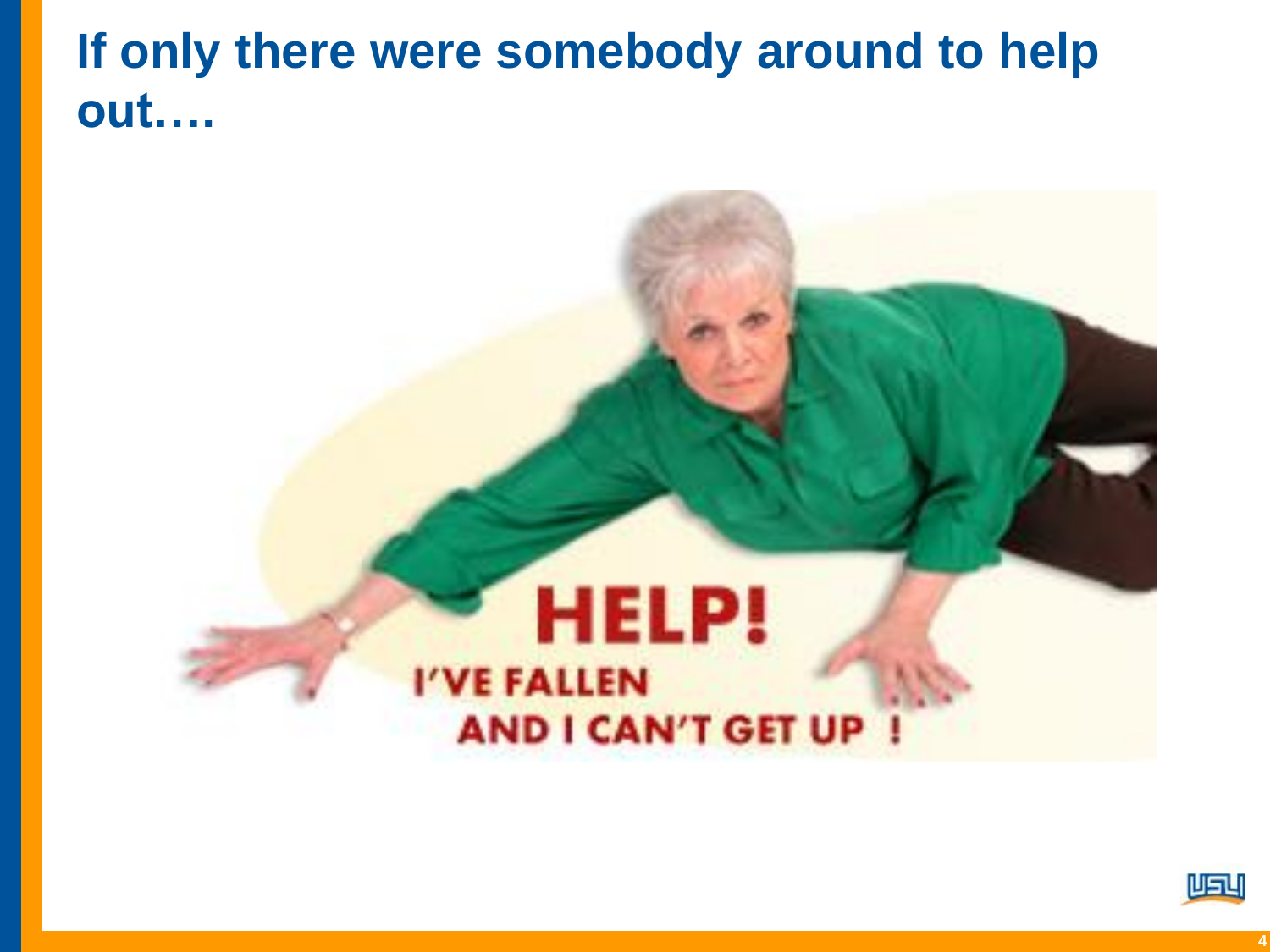# If only there were somebody around to help out….

HELP!
I'VE FALLEN
AND I CAN'T GET UP !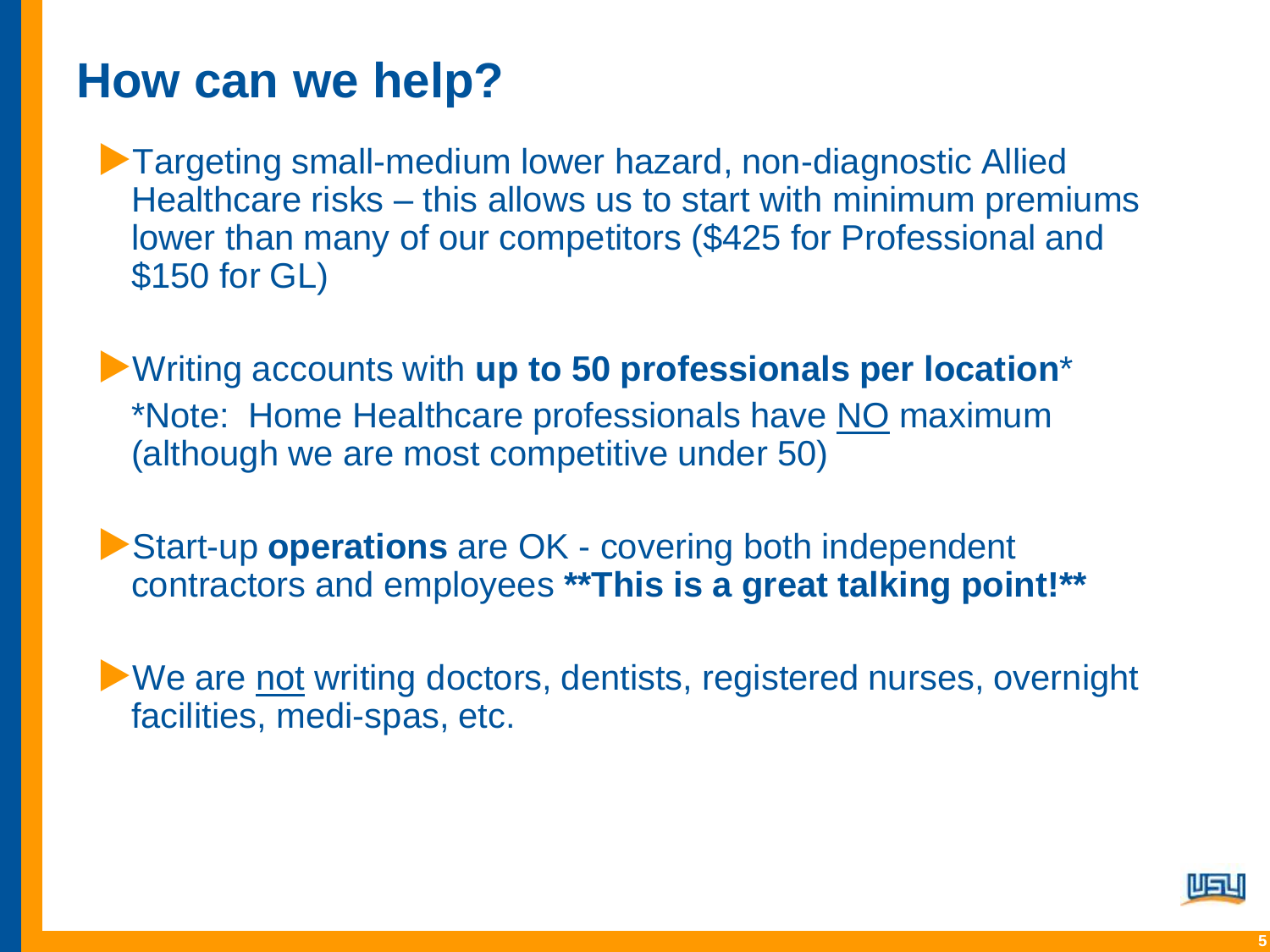# How can we help?

- Targeting small-medium lower hazard, non-diagnostic Allied Healthcare risks – this allows us to start with minimum premiums lower than many of our competitors ($425 for Professional and $150 for GL)

- Writing accounts with **up to 50 professionals per location***
  *Note: Home Healthcare professionals have <u>NO</u> maximum (although we are most competitive under 50)

- Start-up **operations** are OK - covering both independent contractors and employees **\*\*This is a great talking point!\*\***

- We are <u>not</u> writing doctors, dentists, registered nurses, overnight facilities, medi-spas, etc.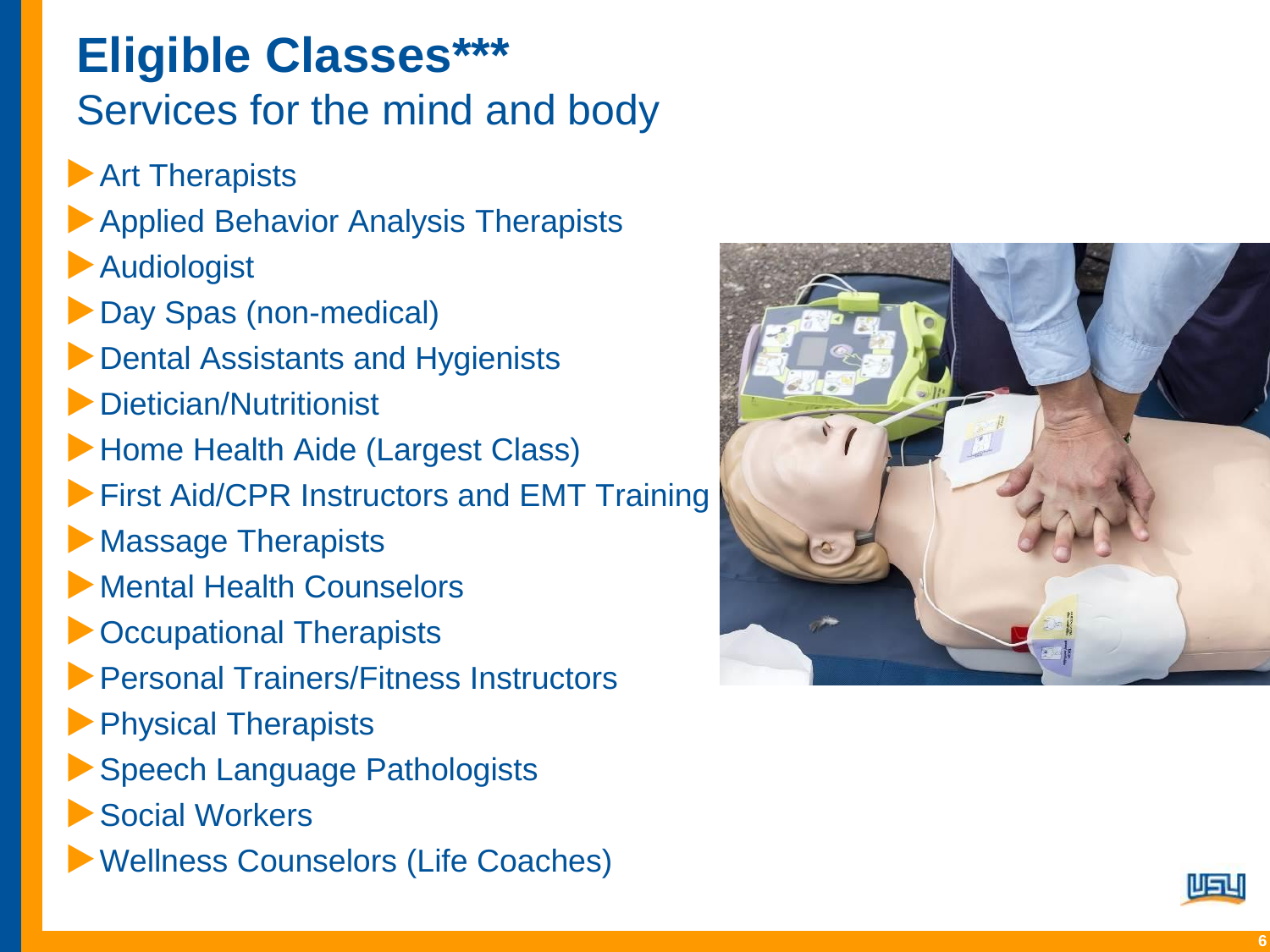# Eligible Classes***

## Services for the mind and body

- Art Therapists
- Applied Behavior Analysis Therapists
- Audiologist
- Day Spas (non-medical)
- Dental Assistants and Hygienists
- Dietician/Nutritionist
- Home Health Aide (Largest Class)
- First Aid/CPR Instructors and EMT Training
- Massage Therapists
- Mental Health Counselors
- Occupational Therapists
- Personal Trainers/Fitness Instructors
- Physical Therapists
- Speech Language Pathologists
- Social Workers
- Wellness Counselors (Life Coaches)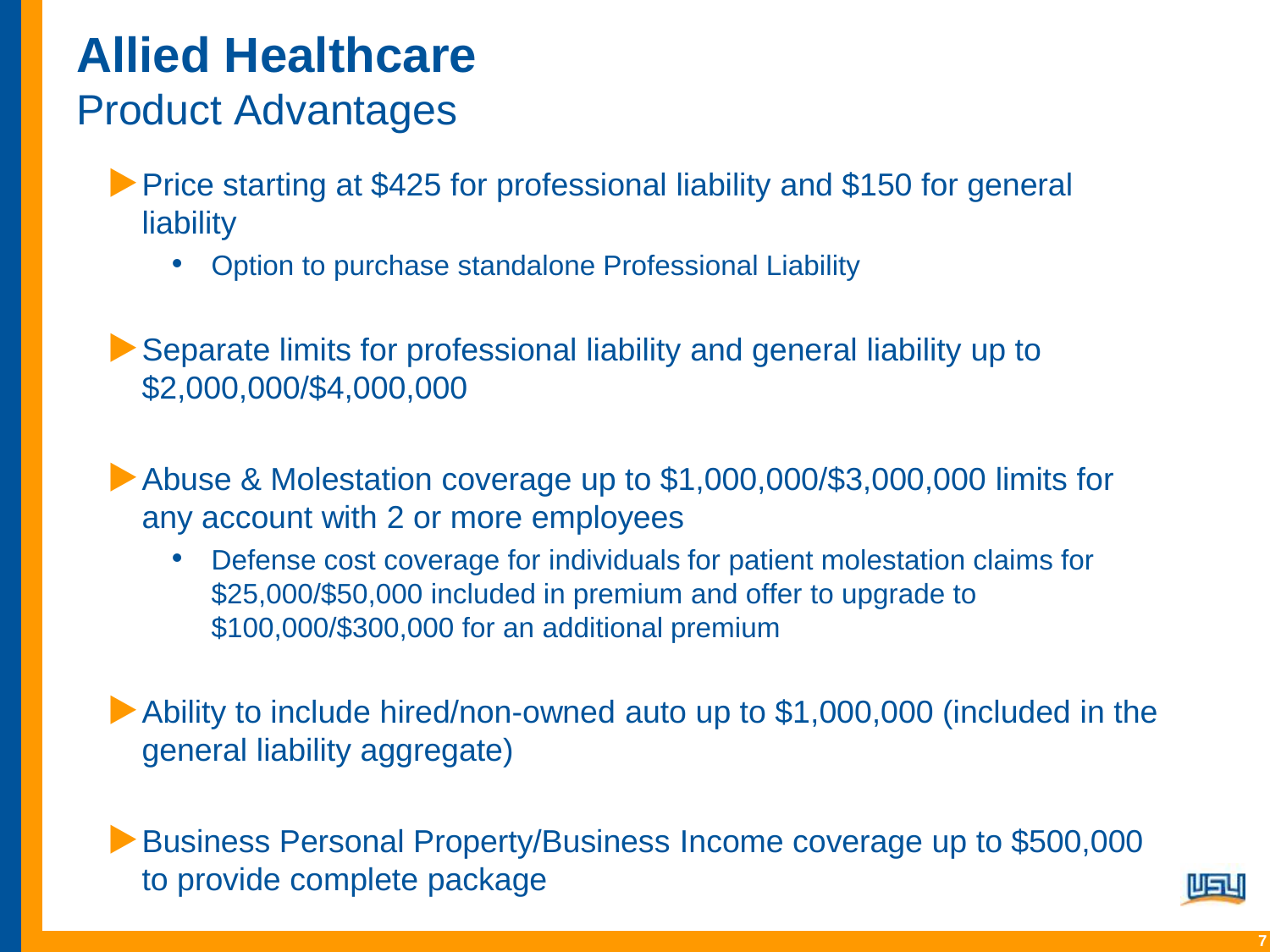# Allied Healthcare

## Product Advantages

- Price starting at $425 for professional liability and $150 for general liability
  - Option to purchase standalone Professional Liability
- Separate limits for professional liability and general liability up to $2,000,000/$4,000,000
- Abuse & Molestation coverage up to $1,000,000/$3,000,000 limits for any account with 2 or more employees
  - Defense cost coverage for individuals for patient molestation claims for $25,000/$50,000 included in premium and offer to upgrade to $100,000/$300,000 for an additional premium
- Ability to include hired/non-owned auto up to $1,000,000 (included in the general liability aggregate)
- Business Personal Property/Business Income coverage up to $500,000 to provide complete package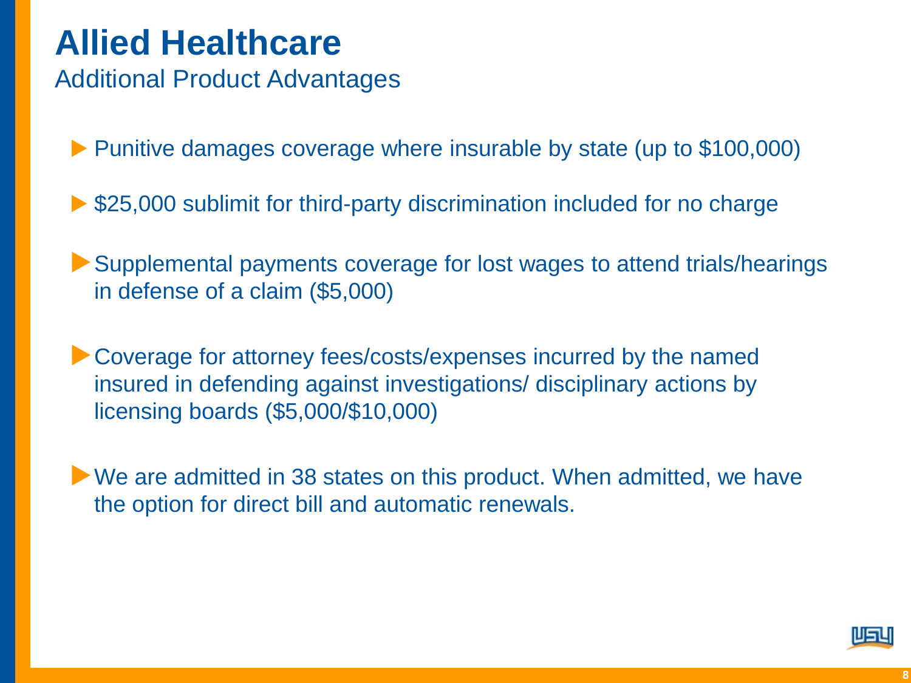# Allied Healthcare

## Additional Product Advantages

- Punitive damages coverage where insurable by state (up to $100,000)
- $25,000 sublimit for third-party discrimination included for no charge
- Supplemental payments coverage for lost wages to attend trials/hearings in defense of a claim ($5,000)
- Coverage for attorney fees/costs/expenses incurred by the named insured in defending against investigations/ disciplinary actions by licensing boards ($5,000/$10,000)
- We are admitted in 38 states on this product. When admitted, we have the option for direct bill and automatic renewals.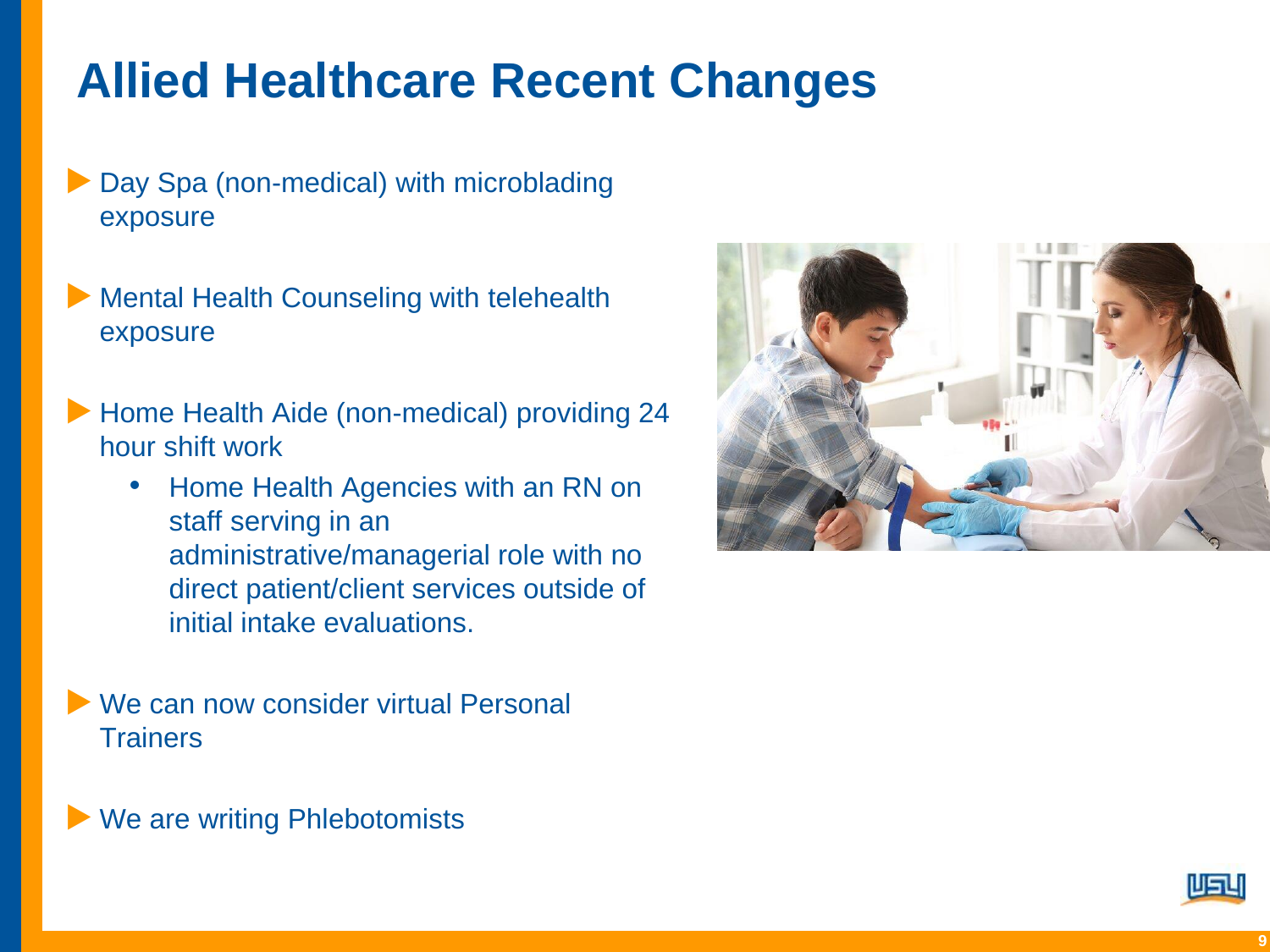# Allied Healthcare Recent Changes

- Day Spa (non-medical) with microblading exposure
- Mental Health Counseling with telehealth exposure
- Home Health Aide (non-medical) providing 24 hour shift work
  - Home Health Agencies with an RN on staff serving in an administrative/managerial role with no direct patient/client services outside of initial intake evaluations.
- We can now consider virtual Personal Trainers
- We are writing Phlebotomists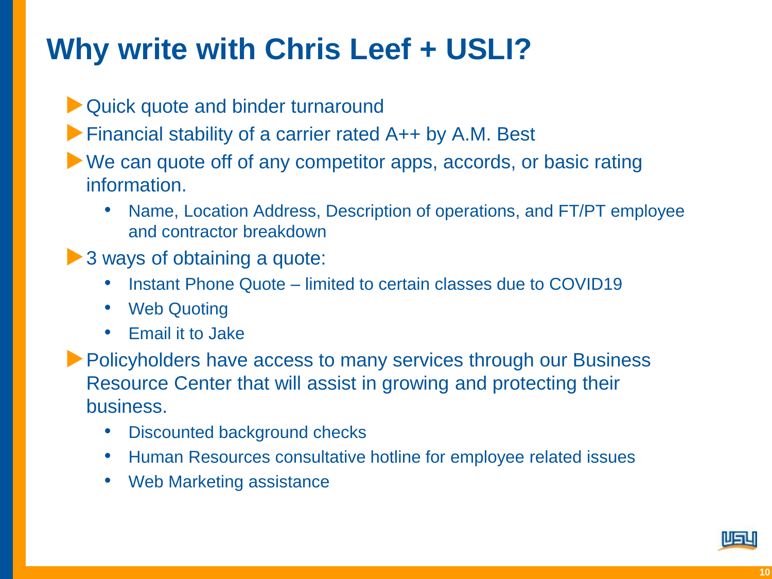# Why write with Chris Leef + USLI?

- Quick quote and binder turnaround
- Financial stability of a carrier rated A++ by A.M. Best
- We can quote off of any competitor apps, accords, or basic rating information.
  - Name, Location Address, Description of operations, and FT/PT employee and contractor breakdown
- 3 ways of obtaining a quote:
  - Instant Phone Quote – limited to certain classes due to COVID19
  - Web Quoting
  - Email it to Jake
- Policyholders have access to many services through our Business Resource Center that will assist in growing and protecting their business.
  - Discounted background checks
  - Human Resources consultative hotline for employee related issues
  - Web Marketing assistance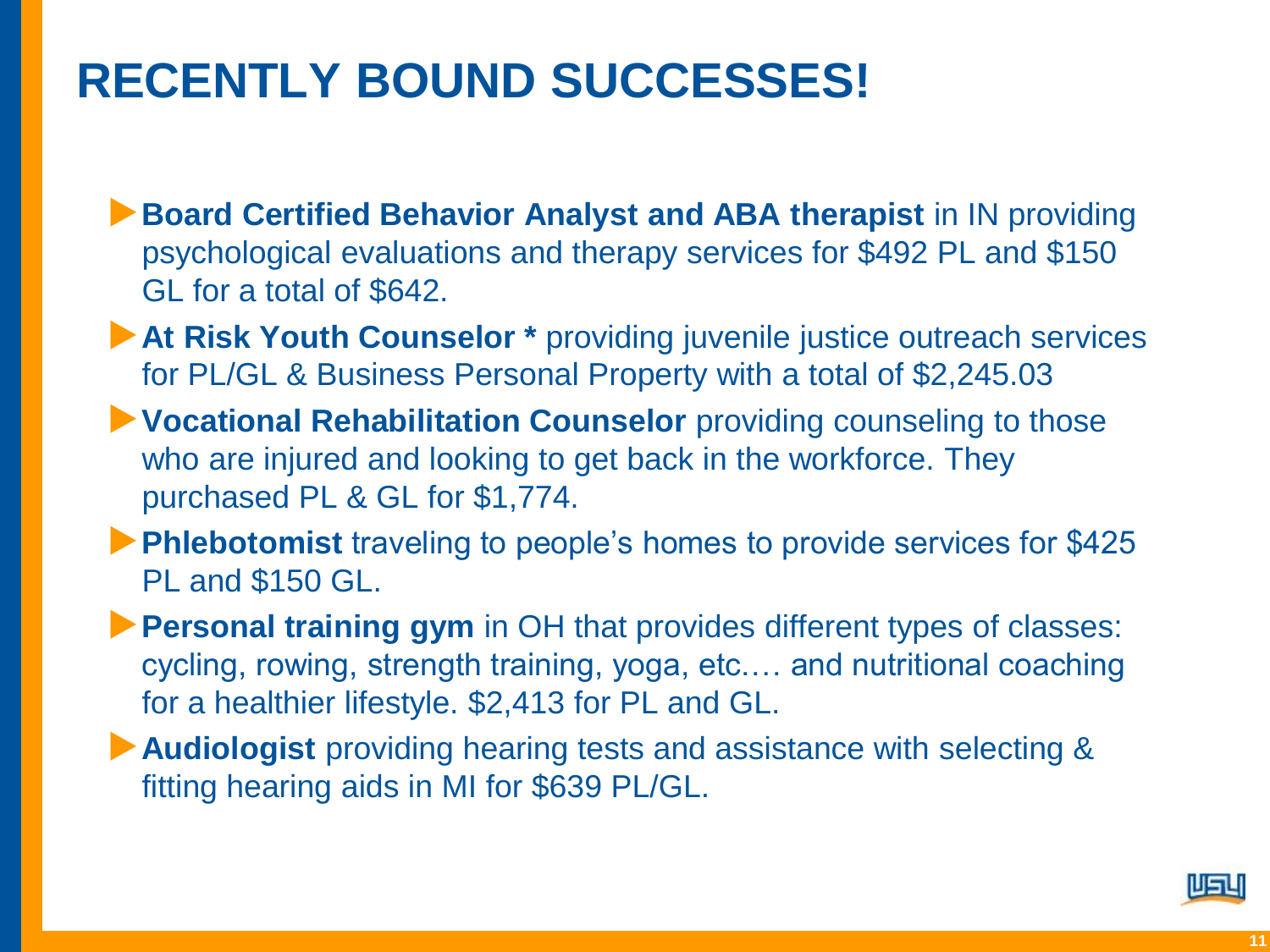# RECENTLY BOUND SUCCESSES!

- **Board Certified Behavior Analyst and ABA therapist** in IN providing psychological evaluations and therapy services for $492 PL and $150 GL for a total of $642.
- **At Risk Youth Counselor *** providing juvenile justice outreach services for PL/GL & Business Personal Property with a total of $2,245.03
- **Vocational Rehabilitation Counselor** providing counseling to those who are injured and looking to get back in the workforce. They purchased PL & GL for $1,774.
- **Phlebotomist** traveling to people's homes to provide services for $425 PL and $150 GL.
- **Personal training gym** in OH that provides different types of classes: cycling, rowing, strength training, yoga, etc.… and nutritional coaching for a healthier lifestyle. $2,413 for PL and GL.
- **Audiologist** providing hearing tests and assistance with selecting & fitting hearing aids in MI for $639 PL/GL.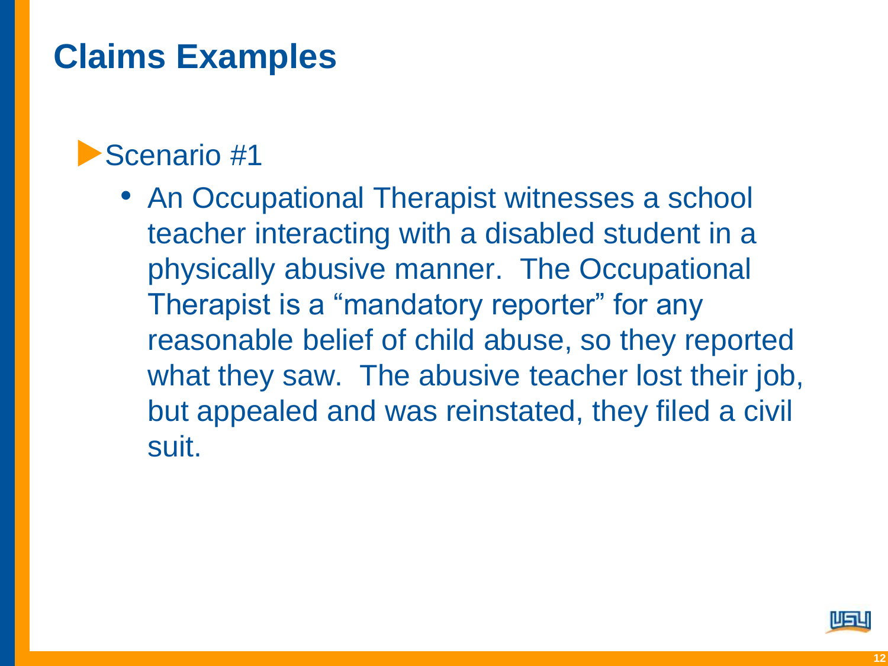# Claims Examples

- Scenario #1
  - An Occupational Therapist witnesses a school teacher interacting with a disabled student in a physically abusive manner. The Occupational Therapist is a "mandatory reporter" for any reasonable belief of child abuse, so they reported what they saw. The abusive teacher lost their job, but appealed and was reinstated, they filed a civil suit.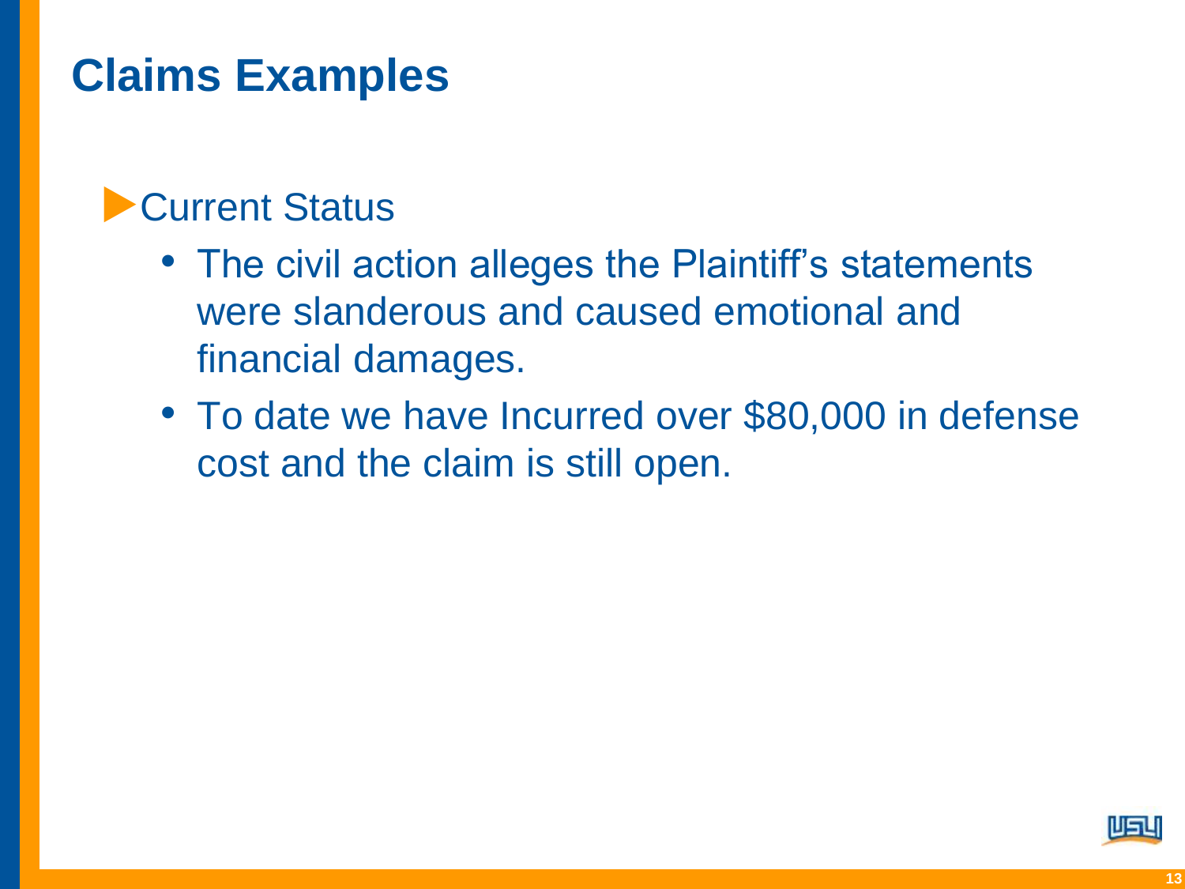# Claims Examples

- Current Status
  - The civil action alleges the Plaintiff's statements were slanderous and caused emotional and financial damages.
  - To date we have Incurred over $80,000 in defense cost and the claim is still open.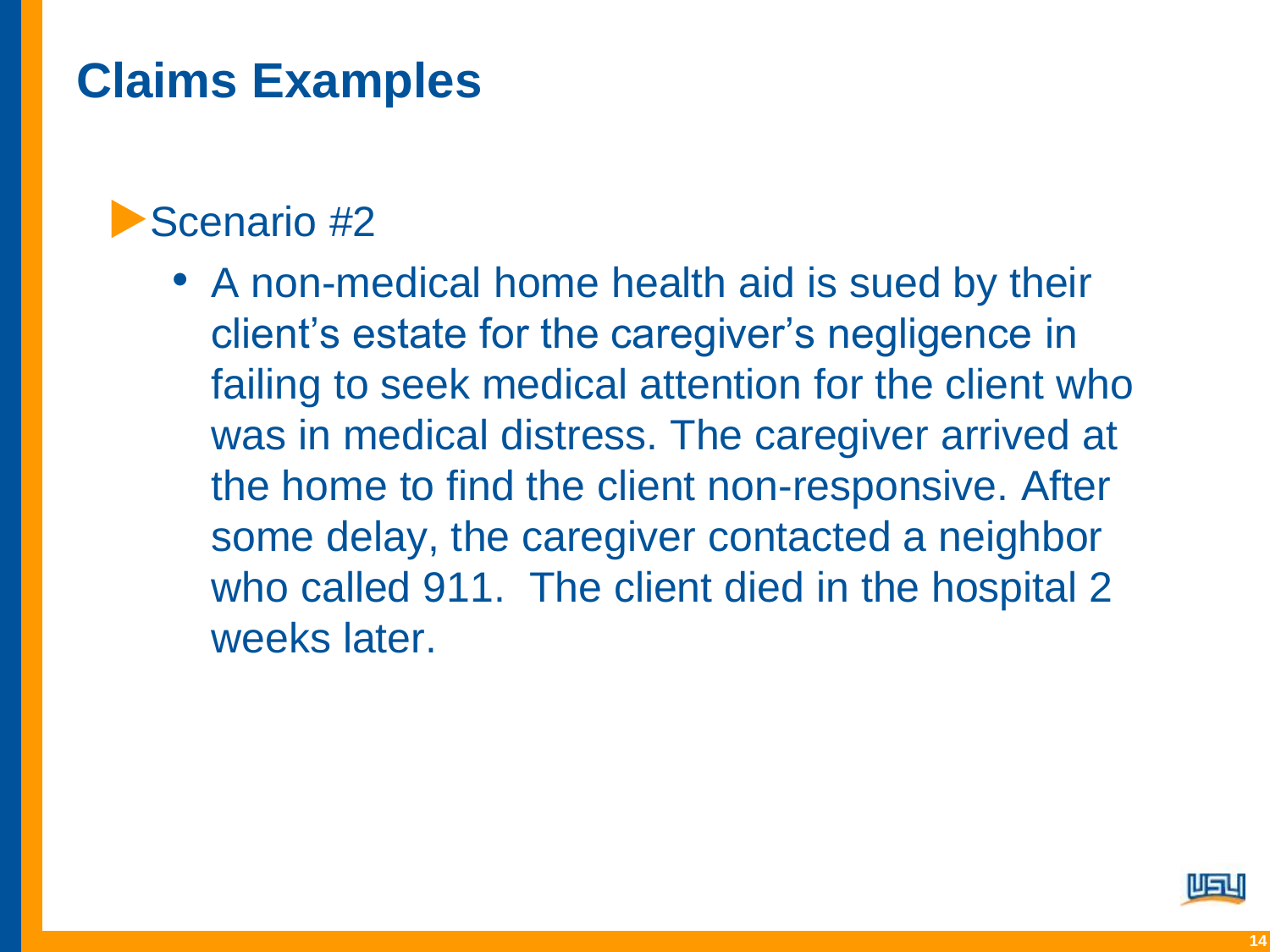# Claims Examples

- Scenario #2
  - A non-medical home health aid is sued by their client's estate for the caregiver's negligence in failing to seek medical attention for the client who was in medical distress. The caregiver arrived at the home to find the client non-responsive. After some delay, the caregiver contacted a neighbor who called 911. The client died in the hospital 2 weeks later.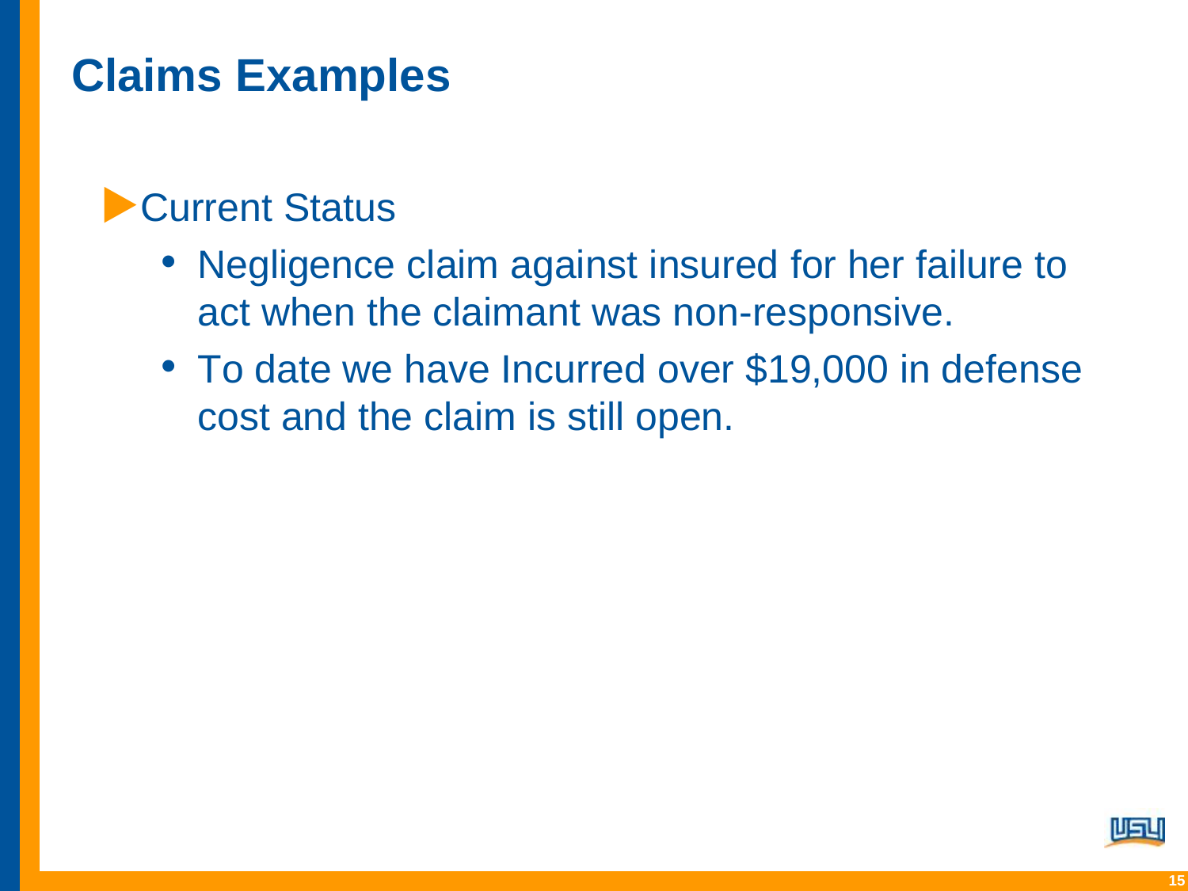# Claims Examples

- Current Status
  - Negligence claim against insured for her failure to act when the claimant was non-responsive.
  - To date we have Incurred over $19,000 in defense cost and the claim is still open.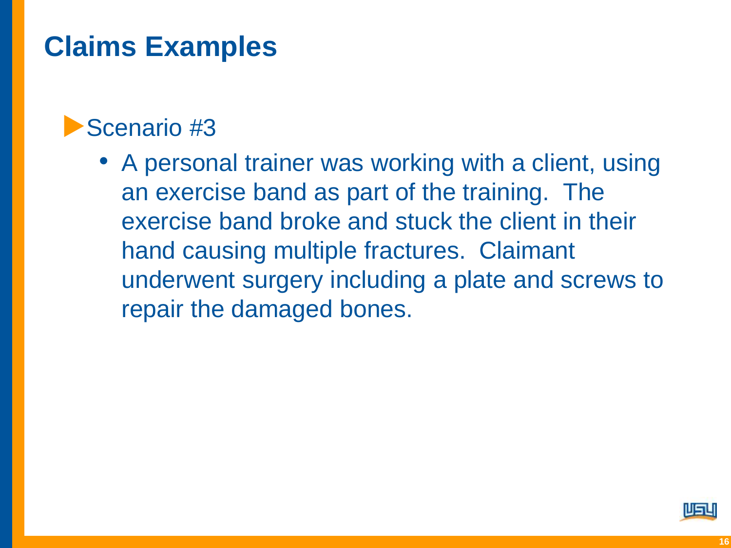# Claims Examples

- Scenario #3
  - A personal trainer was working with a client, using an exercise band as part of the training. The exercise band broke and stuck the client in their hand causing multiple fractures. Claimant underwent surgery including a plate and screws to repair the damaged bones.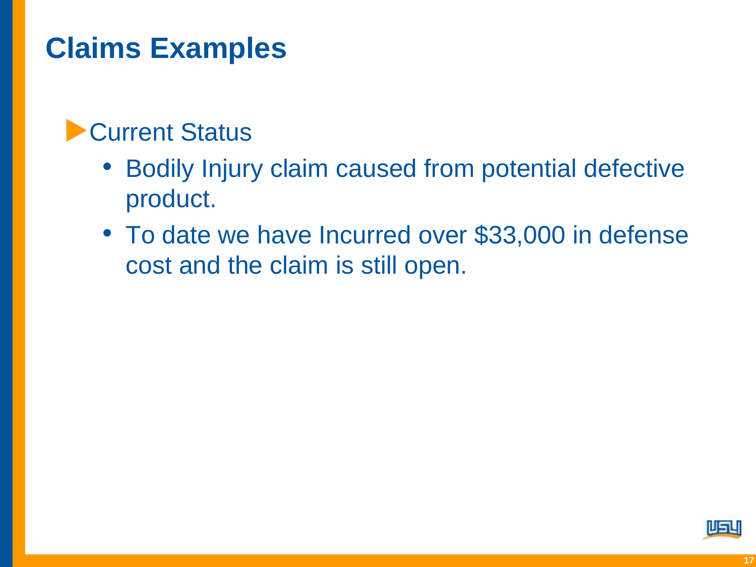# Claims Examples

- Current Status
  - Bodily Injury claim caused from potential defective product.
  - To date we have Incurred over $33,000 in defense cost and the claim is still open.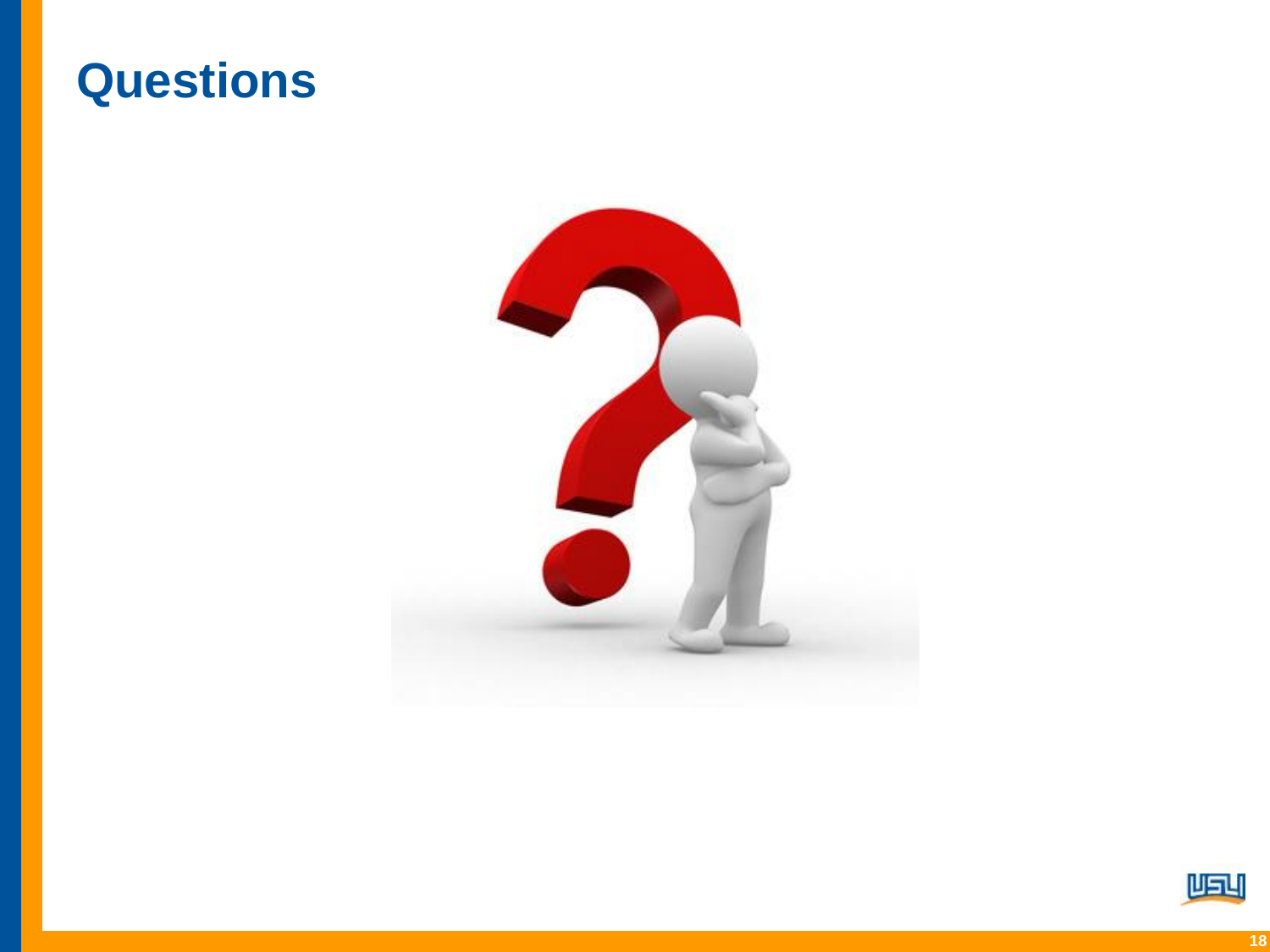# Questions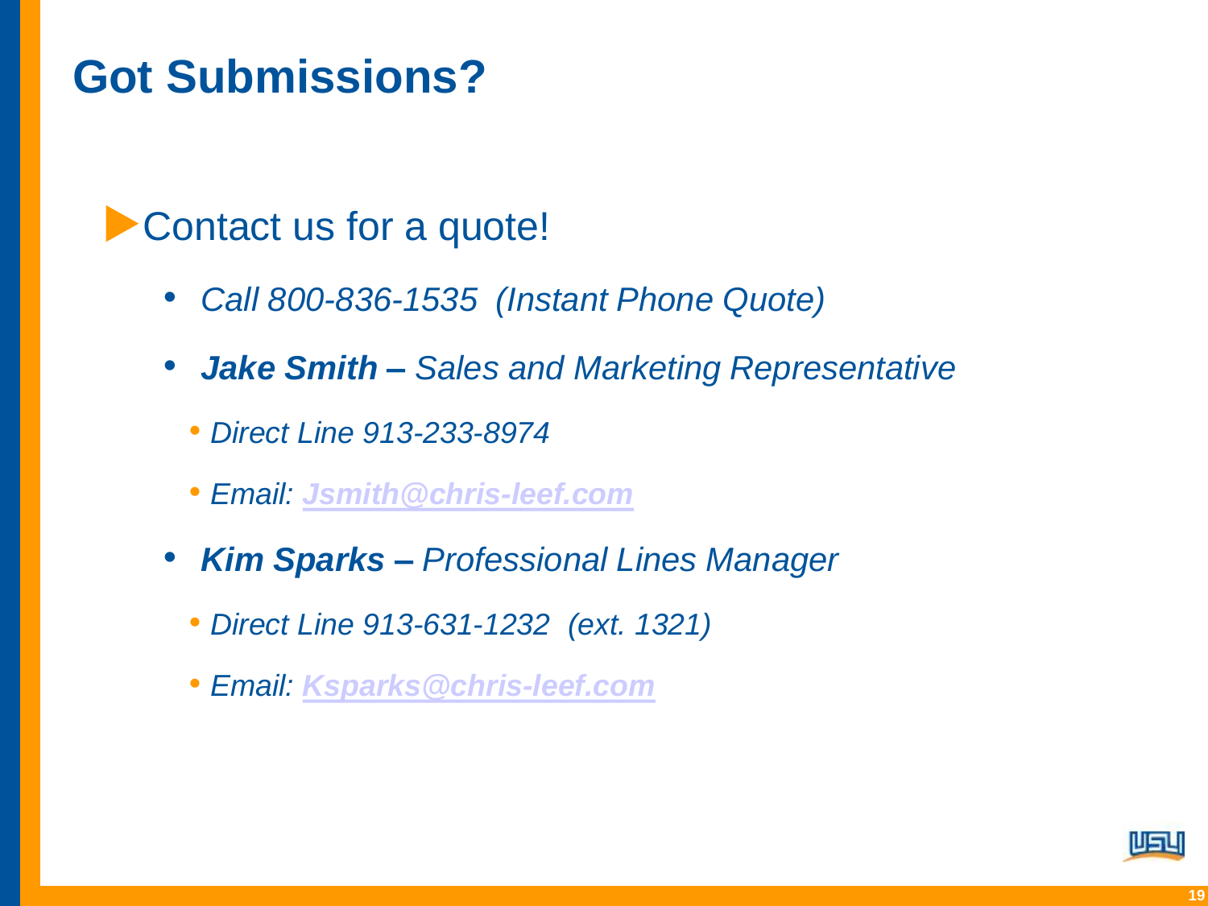# Got Submissions?

- Contact us for a quote!
  - *Call 800-836-1535 (Instant Phone Quote)*
  - ***Jake Smith –*** *Sales and Marketing Representative*
    - *Direct Line 913-233-8974*
    - *Email: **Jsmith@chris-leef.com***
  - ***Kim Sparks –*** *Professional Lines Manager*
    - *Direct Line 913-631-1232 (ext. 1321)*
    - *Email: **Ksparks@chris-leef.com***